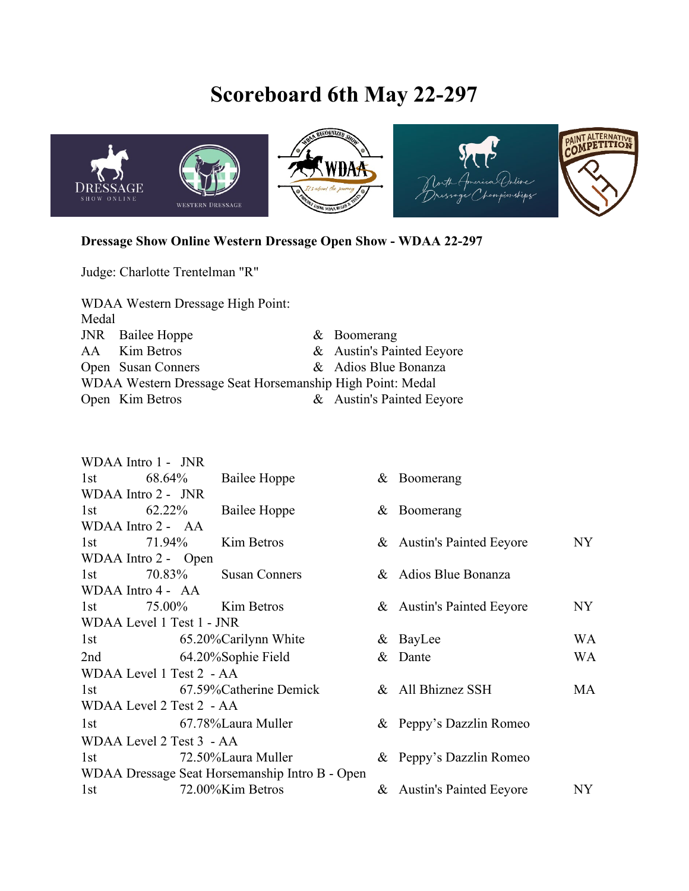# Scoreboard 6th May 22-297

**Dressage Show Online Western Dressage Open Show - WDAA 22-297**

Judge: Charlotte Trentelman "R"

WDAA Western Dressage High Point:
Medal

| | | | |
|---|---|---|---|
| JNR | Bailee Hoppe | & | Boomerang |
| AA | Kim Betros | & | Austin's Painted Eeyore |
| Open | Susan Conners | & | Adios Blue Bonanza |

WDAA Western Dressage Seat Horsemanship High Point: Medal

| | | | |
|---|---|---|---|
| Open | Kim Betros | & | Austin's Painted Eeyore |

WDAA Intro 1 - JNR

| | | | | | |
|---|---|---|---|---|---|
| 1st | 68.64% | Bailee Hoppe | & | Boomerang | |

WDAA Intro 2 - JNR

| | | | | | |
|---|---|---|---|---|---|
| 1st | 62.22% | Bailee Hoppe | & | Boomerang | |

WDAA Intro 2 - AA

| | | | | | |
|---|---|---|---|---|---|
| 1st | 71.94% | Kim Betros | & | Austin's Painted Eeyore | NY |

WDAA Intro 2 - Open

| | | | | | |
|---|---|---|---|---|---|
| 1st | 70.83% | Susan Conners | & | Adios Blue Bonanza | |

WDAA Intro 4 - AA

| | | | | | |
|---|---|---|---|---|---|
| 1st | 75.00% | Kim Betros | & | Austin's Painted Eeyore | NY |

WDAA Level 1 Test 1 - JNR

| | | | | | |
|---|---|---|---|---|---|
| 1st | 65.20% | Carilynn White | & | BayLee | WA |
| 2nd | 64.20% | Sophie Field | & | Dante | WA |

WDAA Level 1 Test 2 - AA

| | | | | | |
|---|---|---|---|---|---|
| 1st | 67.59% | Catherine Demick | & | All Bhiznez SSH | MA |

WDAA Level 2 Test 2 - AA

| | | | | | |
|---|---|---|---|---|---|
| 1st | 67.78% | Laura Muller | & | Peppy's Dazzlin Romeo | |

WDAA Level 2 Test 3 - AA

| | | | | | |
|---|---|---|---|---|---|
| 1st | 72.50% | Laura Muller | & | Peppy's Dazzlin Romeo | |

WDAA Dressage Seat Horsemanship Intro B - Open

| | | | | | |
|---|---|---|---|---|---|
| 1st | 72.00% | Kim Betros | & | Austin's Painted Eeyore | NY |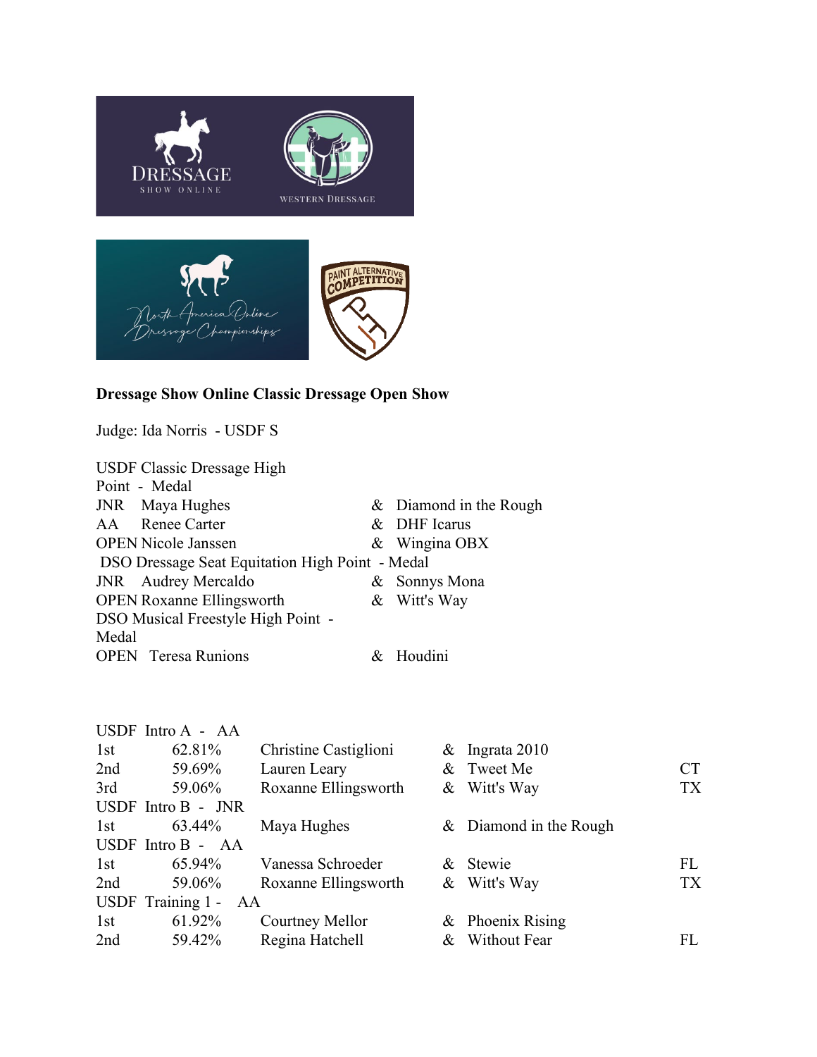**Dressage Show Online Classic Dressage Open Show**

Judge: Ida Norris - USDF S

USDF Classic Dressage High Point - Medal

| | | | |
|---|---|---|---|
| JNR | Maya Hughes | & | Diamond in the Rough |
| AA | Renee Carter | & | DHF Icarus |
| OPEN | Nicole Janssen | & | Wingina OBX |

DSO Dressage Seat Equitation High Point - Medal

| | | | |
|---|---|---|---|
| JNR | Audrey Mercaldo | & | Sonnys Mona |
| OPEN | Roxanne Ellingsworth | & | Witt's Way |

DSO Musical Freestyle High Point - Medal

| | | | |
|---|---|---|---|
| OPEN | Teresa Runions | & | Houdini |

| | | | | | |
|---|---|---|---|---|---|
| **USDF Intro A - AA** | | | | | |
| 1st | 62.81% | Christine Castiglioni | & | Ingrata 2010 | |
| 2nd | 59.69% | Lauren Leary | & | Tweet Me | CT |
| 3rd | 59.06% | Roxanne Ellingsworth | & | Witt's Way | TX |
| **USDF Intro B - JNR** | | | | | |
| 1st | 63.44% | Maya Hughes | & | Diamond in the Rough | |
| **USDF Intro B - AA** | | | | | |
| 1st | 65.94% | Vanessa Schroeder | & | Stewie | FL |
| 2nd | 59.06% | Roxanne Ellingsworth | & | Witt's Way | TX |
| **USDF Training 1 - AA** | | | | | |
| 1st | 61.92% | Courtney Mellor | & | Phoenix Rising | |
| 2nd | 59.42% | Regina Hatchell | & | Without Fear | FL |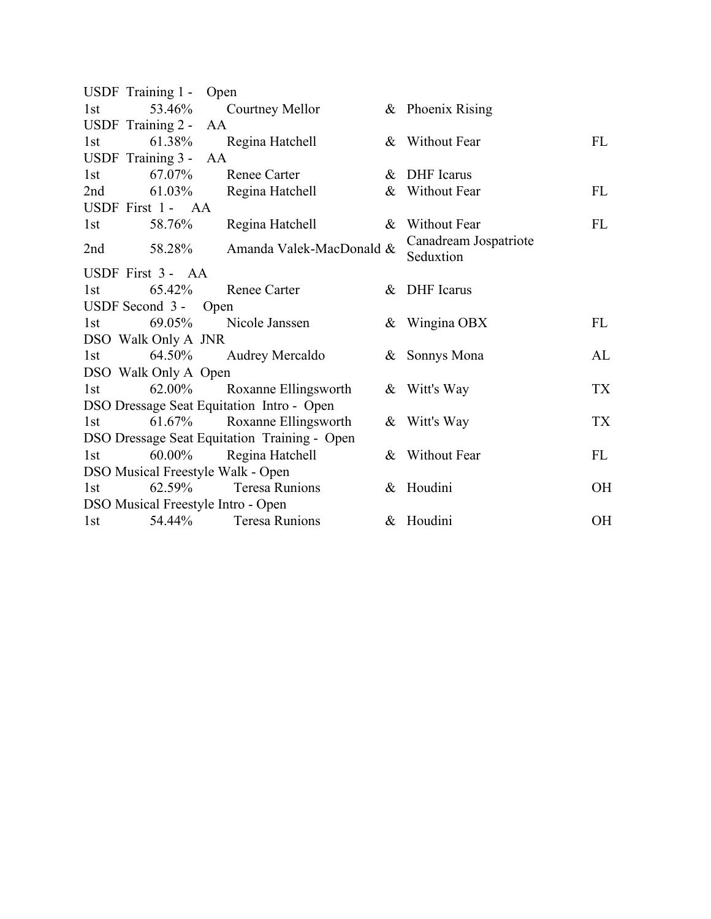USDF Training 1 - Open

| | | | | | |
|---|---|---|---|---|---|
| 1st | 53.46% | Courtney Mellor | & | Phoenix Rising | |

USDF Training 2 - AA

| | | | | | |
|---|---|---|---|---|---|
| 1st | 61.38% | Regina Hatchell | & | Without Fear | FL |

USDF Training 3 - AA

| | | | | | |
|---|---|---|---|---|---|
| 1st | 67.07% | Renee Carter | & | DHF Icarus | |
| 2nd | 61.03% | Regina Hatchell | & | Without Fear | FL |

USDF First 1 - AA

| | | | | | |
|---|---|---|---|---|---|
| 1st | 58.76% | Regina Hatchell | & | Without Fear | FL |
| 2nd | 58.28% | Amanda Valek-MacDonald | & | Canadream Jospatriote Seduxtion | |

USDF First 3 - AA

| | | | | | |
|---|---|---|---|---|---|
| 1st | 65.42% | Renee Carter | & | DHF Icarus | |

USDF Second 3 - Open

| | | | | | |
|---|---|---|---|---|---|
| 1st | 69.05% | Nicole Janssen | & | Wingina OBX | FL |

DSO Walk Only A JNR

| | | | | | |
|---|---|---|---|---|---|
| 1st | 64.50% | Audrey Mercaldo | & | Sonnys Mona | AL |

DSO Walk Only A Open

| | | | | | |
|---|---|---|---|---|---|
| 1st | 62.00% | Roxanne Ellingsworth | & | Witt's Way | TX |

DSO Dressage Seat Equitation Intro - Open

| | | | | | |
|---|---|---|---|---|---|
| 1st | 61.67% | Roxanne Ellingsworth | & | Witt's Way | TX |

DSO Dressage Seat Equitation Training - Open

| | | | | | |
|---|---|---|---|---|---|
| 1st | 60.00% | Regina Hatchell | & | Without Fear | FL |

DSO Musical Freestyle Walk - Open

| | | | | | |
|---|---|---|---|---|---|
| 1st | 62.59% | Teresa Runions | & | Houdini | OH |

DSO Musical Freestyle Intro - Open

| | | | | | |
|---|---|---|---|---|---|
| 1st | 54.44% | Teresa Runions | & | Houdini | OH |